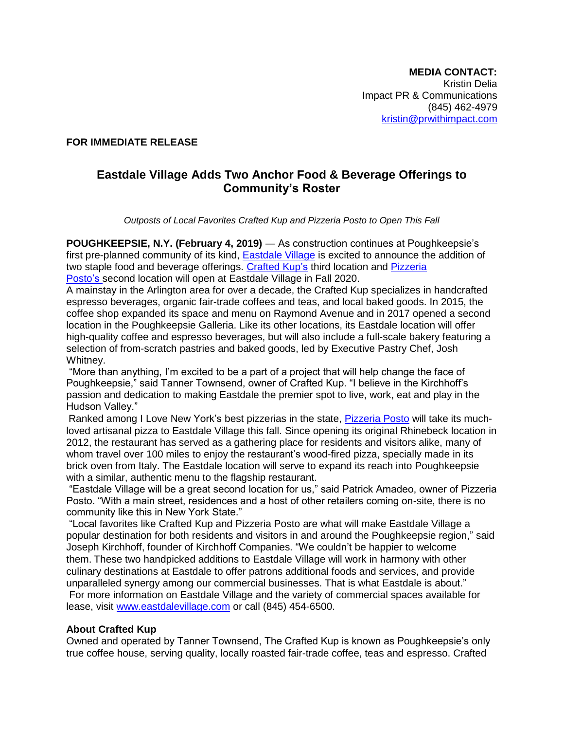**MEDIA CONTACT:**
Kristin Delia
Impact PR & Communications
(845) 462-4979
[kristin@prwithimpact.com](mailto:kristin@prwithimpact.com)

**FOR IMMEDIATE RELEASE**

## Eastdale Village Adds Two Anchor Food & Beverage Offerings to Community's Roster

*Outposts of Local Favorites Crafted Kup and Pizzeria Posto to Open This Fall*

**POUGHKEEPSIE, N.Y. (February 4, 2019)** — As construction continues at Poughkeepsie's first pre-planned community of its kind, [Eastdale Village](#) is excited to announce the addition of two staple food and beverage offerings. [Crafted Kup's](#) third location and [Pizzeria Posto's](#) second location will open at Eastdale Village in Fall 2020.

A mainstay in the Arlington area for over a decade, the Crafted Kup specializes in handcrafted espresso beverages, organic fair-trade coffees and teas, and local baked goods. In 2015, the coffee shop expanded its space and menu on Raymond Avenue and in 2017 opened a second location in the Poughkeepsie Galleria. Like its other locations, its Eastdale location will offer high-quality coffee and espresso beverages, but will also include a full-scale bakery featuring a selection of from-scratch pastries and baked goods, led by Executive Pastry Chef, Josh Whitney.

"More than anything, I'm excited to be a part of a project that will help change the face of Poughkeepsie," said Tanner Townsend, owner of Crafted Kup. "I believe in the Kirchhoff's passion and dedication to making Eastdale the premier spot to live, work, eat and play in the Hudson Valley."

Ranked among I Love New York's best pizzerias in the state, [Pizzeria Posto](#) will take its much-loved artisanal pizza to Eastdale Village this fall. Since opening its original Rhinebeck location in 2012, the restaurant has served as a gathering place for residents and visitors alike, many of whom travel over 100 miles to enjoy the restaurant's wood-fired pizza, specially made in its brick oven from Italy. The Eastdale location will serve to expand its reach into Poughkeepsie with a similar, authentic menu to the flagship restaurant.

"Eastdale Village will be a great second location for us," said Patrick Amadeo, owner of Pizzeria Posto. "With a main street, residences and a host of other retailers coming on-site, there is no community like this in New York State."

"Local favorites like Crafted Kup and Pizzeria Posto are what will make Eastdale Village a popular destination for both residents and visitors in and around the Poughkeepsie region," said Joseph Kirchhoff, founder of Kirchhoff Companies. "We couldn't be happier to welcome them. These two handpicked additions to Eastdale Village will work in harmony with other culinary destinations at Eastdale to offer patrons additional foods and services, and provide unparalleled synergy among our commercial businesses. That is what Eastdale is about."

For more information on Eastdale Village and the variety of commercial spaces available for lease, visit [www.eastdalevillage.com](http://www.eastdalevillage.com) or call (845) 454-6500.

**About Crafted Kup**

Owned and operated by Tanner Townsend, The Crafted Kup is known as Poughkeepsie's only true coffee house, serving quality, locally roasted fair-trade coffee, teas and espresso. Crafted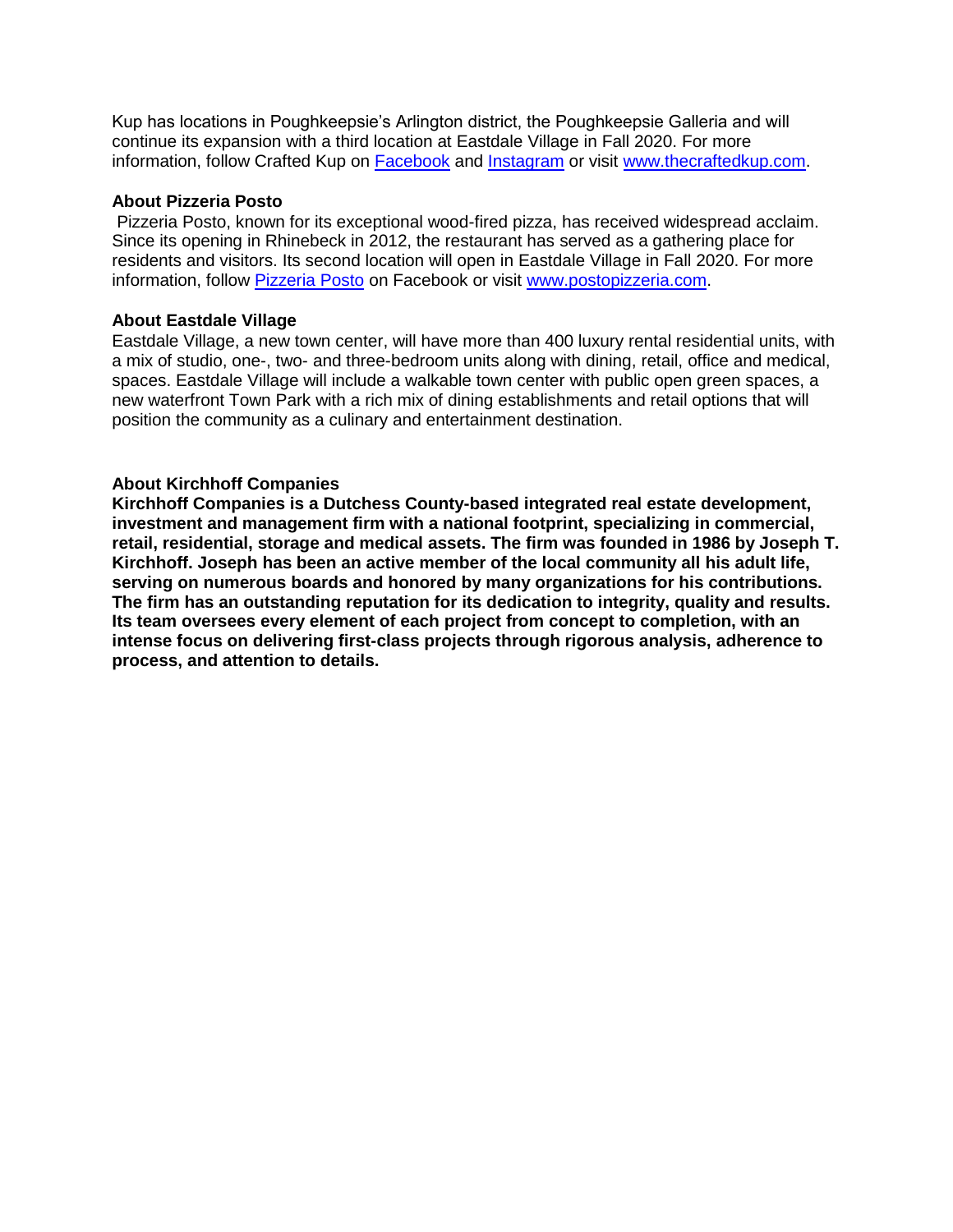Kup has locations in Poughkeepsie's Arlington district, the Poughkeepsie Galleria and will continue its expansion with a third location at Eastdale Village in Fall 2020. For more information, follow Crafted Kup on [Facebook]() and [Instagram]() or visit [www.thecraftedkup.com]().

**About Pizzeria Posto**

Pizzeria Posto, known for its exceptional wood-fired pizza, has received widespread acclaim. Since its opening in Rhinebeck in 2012, the restaurant has served as a gathering place for residents and visitors. Its second location will open in Eastdale Village in Fall 2020. For more information, follow [Pizzeria Posto]() on Facebook or visit [www.postopizzeria.com]().

**About Eastdale Village**

Eastdale Village, a new town center, will have more than 400 luxury rental residential units, with a mix of studio, one-, two- and three-bedroom units along with dining, retail, office and medical, spaces. Eastdale Village will include a walkable town center with public open green spaces, a new waterfront Town Park with a rich mix of dining establishments and retail options that will position the community as a culinary and entertainment destination.

**About Kirchhoff Companies**

**Kirchhoff Companies is a Dutchess County-based integrated real estate development, investment and management firm with a national footprint, specializing in commercial, retail, residential, storage and medical assets. The firm was founded in 1986 by Joseph T. Kirchhoff. Joseph has been an active member of the local community all his adult life, serving on numerous boards and honored by many organizations for his contributions. The firm has an outstanding reputation for its dedication to integrity, quality and results. Its team oversees every element of each project from concept to completion, with an intense focus on delivering first-class projects through rigorous analysis, adherence to process, and attention to details.**